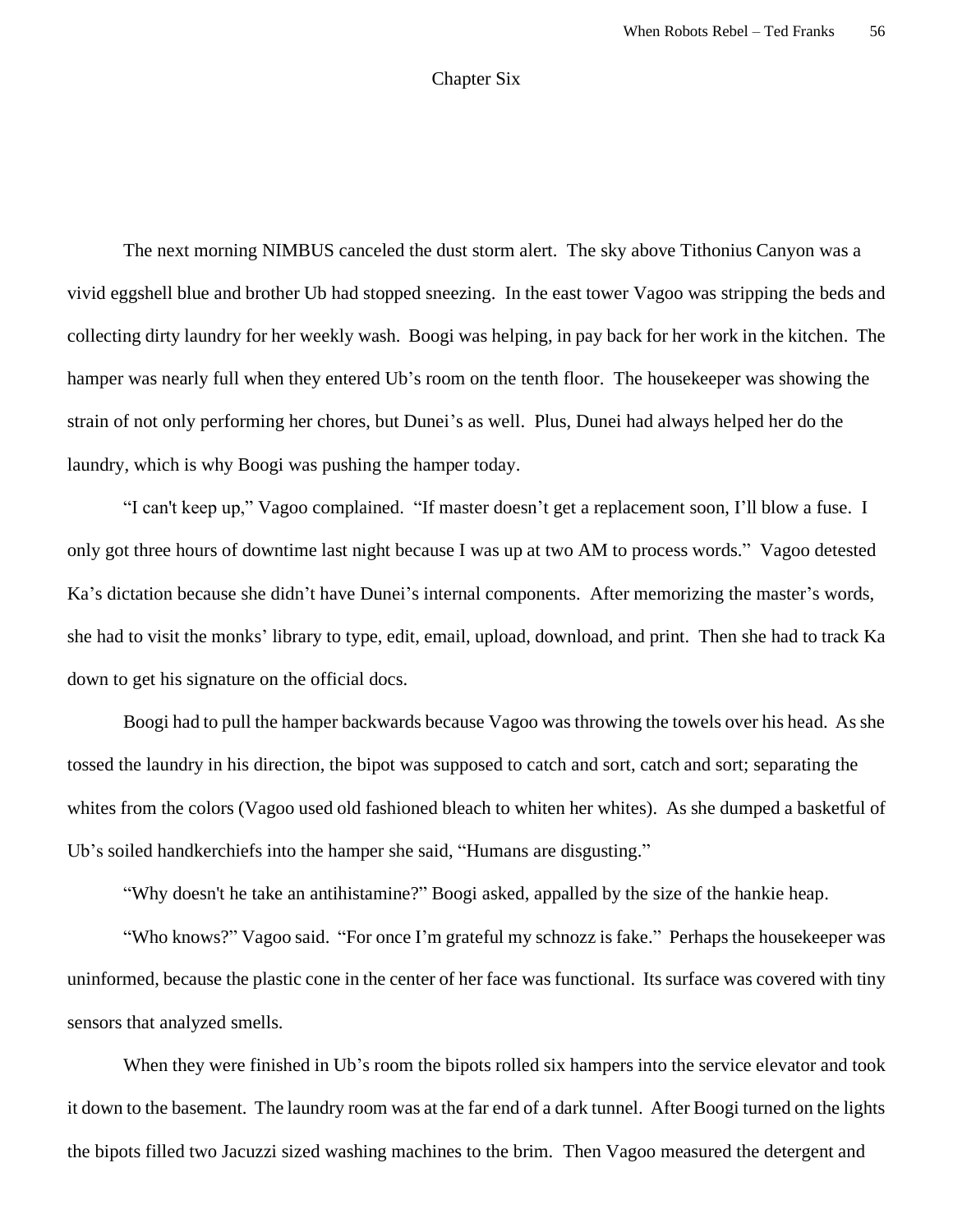# Chapter Six

The next morning NIMBUS canceled the dust storm alert. The sky above Tithonius Canyon was a vivid eggshell blue and brother Ub had stopped sneezing. In the east tower Vagoo was stripping the beds and collecting dirty laundry for her weekly wash. Boogi was helping, in pay back for her work in the kitchen. The hamper was nearly full when they entered Ub's room on the tenth floor. The housekeeper was showing the strain of not only performing her chores, but Dunei's as well. Plus, Dunei had always helped her do the laundry, which is why Boogi was pushing the hamper today.

"I can't keep up," Vagoo complained. "If master doesn't get a replacement soon, I'll blow a fuse. I only got three hours of downtime last night because I was up at two AM to process words." Vagoo detested Ka's dictation because she didn't have Dunei's internal components. After memorizing the master's words, she had to visit the monks' library to type, edit, email, upload, download, and print. Then she had to track Ka down to get his signature on the official docs.

Boogi had to pull the hamper backwards because Vagoo was throwing the towels over his head. As she tossed the laundry in his direction, the bipot was supposed to catch and sort, catch and sort; separating the whites from the colors (Vagoo used old fashioned bleach to whiten her whites). As she dumped a basketful of Ub's soiled handkerchiefs into the hamper she said, "Humans are disgusting."

"Why doesn't he take an antihistamine?" Boogi asked, appalled by the size of the hankie heap.

"Who knows?" Vagoo said. "For once I'm grateful my schnozz is fake." Perhaps the housekeeper was uninformed, because the plastic cone in the center of her face was functional. Its surface was covered with tiny sensors that analyzed smells.

When they were finished in Ub's room the bipots rolled six hampers into the service elevator and took it down to the basement. The laundry room was at the far end of a dark tunnel. After Boogi turned on the lights the bipots filled two Jacuzzi sized washing machines to the brim. Then Vagoo measured the detergent and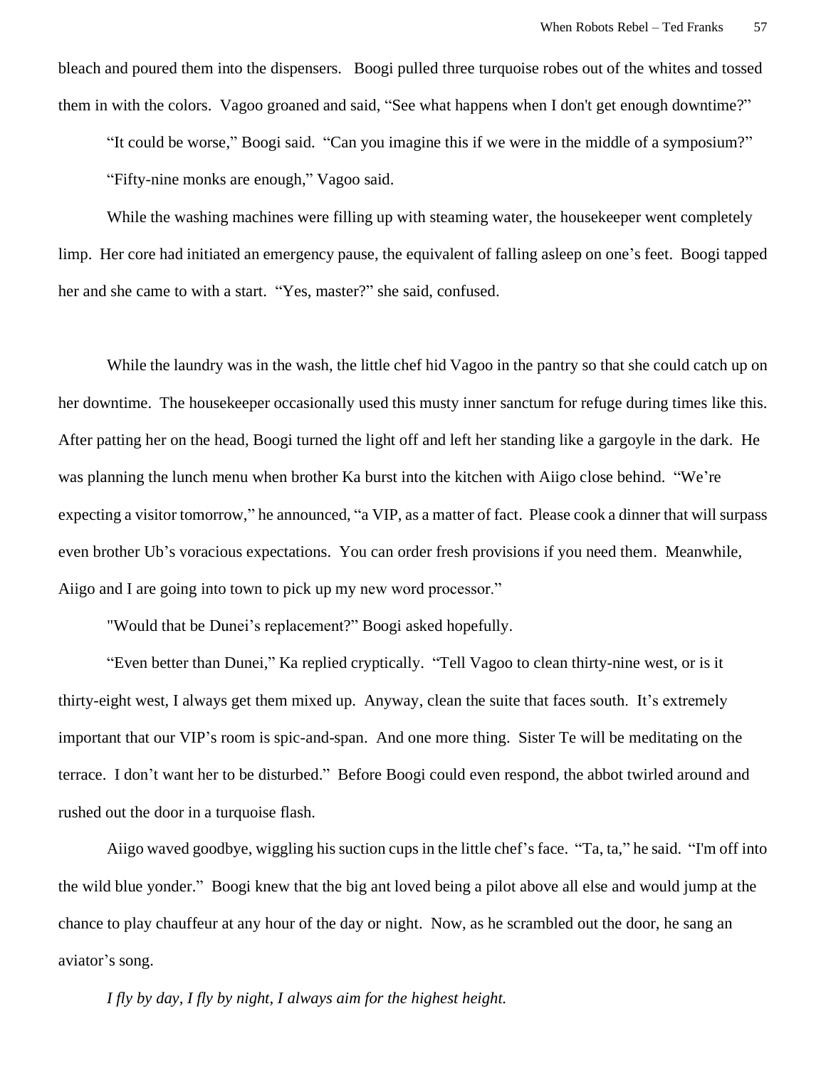bleach and poured them into the dispensers. Boogi pulled three turquoise robes out of the whites and tossed them in with the colors. Vagoo groaned and said, "See what happens when I don't get enough downtime?"

"It could be worse," Boogi said. "Can you imagine this if we were in the middle of a symposium?"

"Fifty-nine monks are enough," Vagoo said.

While the washing machines were filling up with steaming water, the housekeeper went completely limp. Her core had initiated an emergency pause, the equivalent of falling asleep on one's feet. Boogi tapped her and she came to with a start. "Yes, master?" she said, confused.

While the laundry was in the wash, the little chef hid Vagoo in the pantry so that she could catch up on her downtime. The housekeeper occasionally used this musty inner sanctum for refuge during times like this. After patting her on the head, Boogi turned the light off and left her standing like a gargoyle in the dark. He was planning the lunch menu when brother Ka burst into the kitchen with Aiigo close behind. "We're expecting a visitor tomorrow," he announced, "a VIP, as a matter of fact. Please cook a dinner that will surpass even brother Ub's voracious expectations. You can order fresh provisions if you need them. Meanwhile, Aiigo and I are going into town to pick up my new word processor."

"Would that be Dunei's replacement?" Boogi asked hopefully.

"Even better than Dunei," Ka replied cryptically. "Tell Vagoo to clean thirty-nine west, or is it thirty-eight west, I always get them mixed up. Anyway, clean the suite that faces south. It's extremely important that our VIP's room is spic-and-span. And one more thing. Sister Te will be meditating on the terrace. I don't want her to be disturbed." Before Boogi could even respond, the abbot twirled around and rushed out the door in a turquoise flash.

Aiigo waved goodbye, wiggling his suction cups in the little chef's face. "Ta, ta," he said. "I'm off into the wild blue yonder." Boogi knew that the big ant loved being a pilot above all else and would jump at the chance to play chauffeur at any hour of the day or night. Now, as he scrambled out the door, he sang an aviator's song.

*I fly by day, I fly by night, I always aim for the highest height.*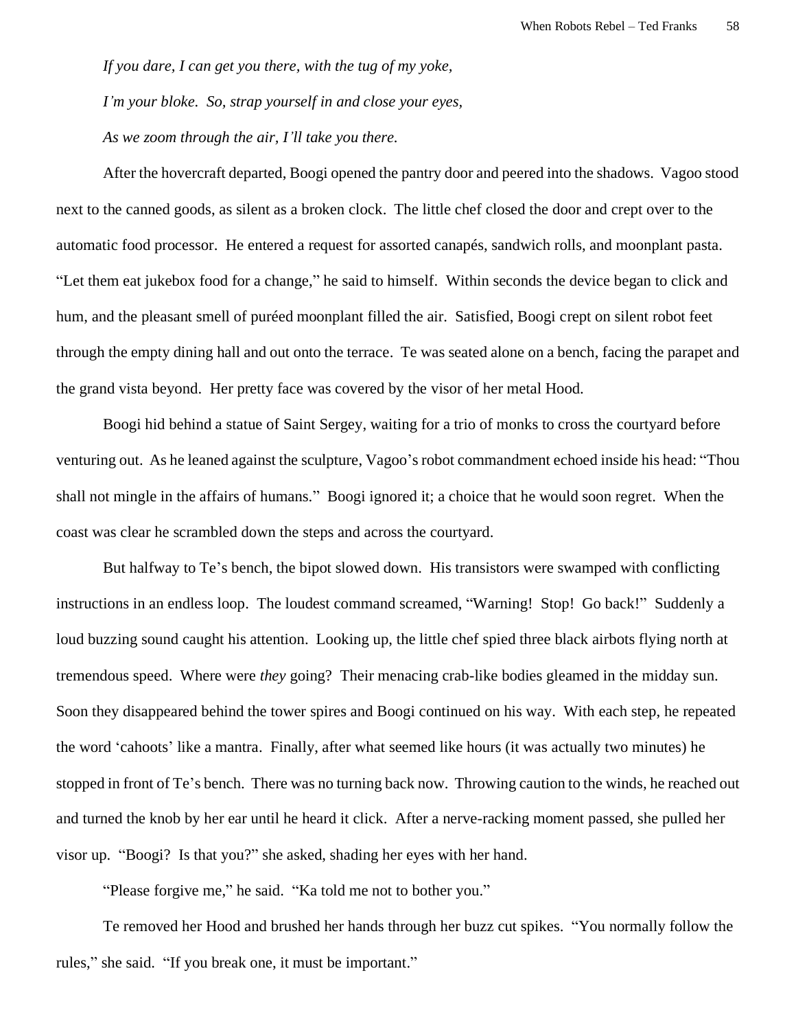*If you dare, I can get you there, with the tug of my yoke,*

*I'm your bloke. So, strap yourself in and close your eyes,*

*As we zoom through the air, I'll take you there.*

After the hovercraft departed, Boogi opened the pantry door and peered into the shadows. Vagoo stood next to the canned goods, as silent as a broken clock. The little chef closed the door and crept over to the automatic food processor. He entered a request for assorted canapés, sandwich rolls, and moonplant pasta. "Let them eat jukebox food for a change," he said to himself. Within seconds the device began to click and hum, and the pleasant smell of puréed moonplant filled the air. Satisfied, Boogi crept on silent robot feet through the empty dining hall and out onto the terrace. Te was seated alone on a bench, facing the parapet and the grand vista beyond. Her pretty face was covered by the visor of her metal Hood.

Boogi hid behind a statue of Saint Sergey, waiting for a trio of monks to cross the courtyard before venturing out. As he leaned against the sculpture, Vagoo's robot commandment echoed inside his head: "Thou shall not mingle in the affairs of humans." Boogi ignored it; a choice that he would soon regret. When the coast was clear he scrambled down the steps and across the courtyard.

But halfway to Te's bench, the bipot slowed down. His transistors were swamped with conflicting instructions in an endless loop. The loudest command screamed, "Warning! Stop! Go back!" Suddenly a loud buzzing sound caught his attention. Looking up, the little chef spied three black airbots flying north at tremendous speed. Where were *they* going? Their menacing crab-like bodies gleamed in the midday sun. Soon they disappeared behind the tower spires and Boogi continued on his way. With each step, he repeated the word 'cahoots' like a mantra. Finally, after what seemed like hours (it was actually two minutes) he stopped in front of Te's bench. There was no turning back now. Throwing caution to the winds, he reached out and turned the knob by her ear until he heard it click. After a nerve-racking moment passed, she pulled her visor up. "Boogi? Is that you?" she asked, shading her eyes with her hand.

"Please forgive me," he said. "Ka told me not to bother you."

Te removed her Hood and brushed her hands through her buzz cut spikes. "You normally follow the rules," she said. "If you break one, it must be important."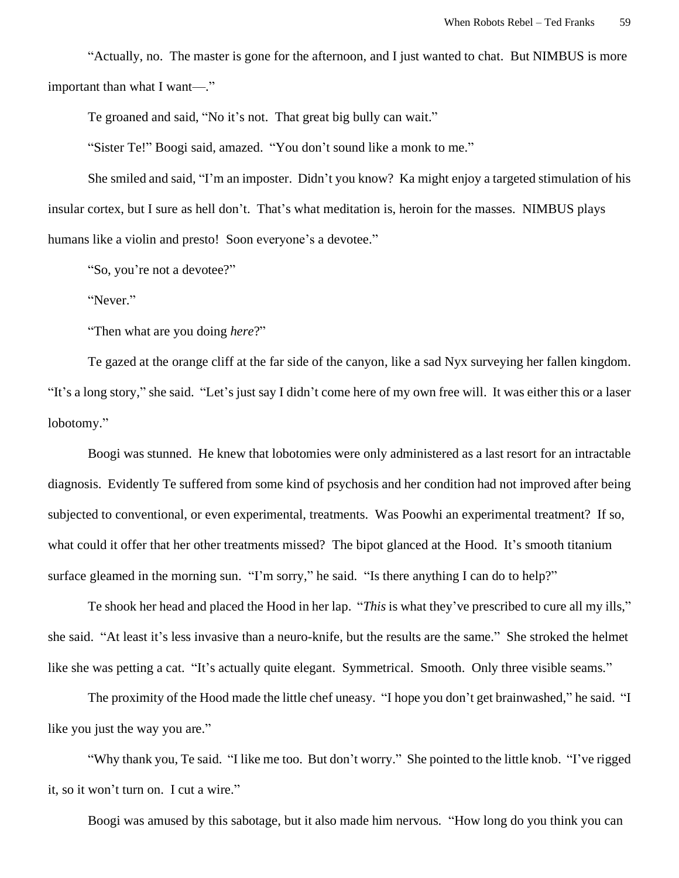"Actually, no. The master is gone for the afternoon, and I just wanted to chat. But NIMBUS is more important than what I want—."

Te groaned and said, "No it's not. That great big bully can wait."

"Sister Te!" Boogi said, amazed. "You don't sound like a monk to me."

She smiled and said, "I'm an imposter. Didn't you know? Ka might enjoy a targeted stimulation of his insular cortex, but I sure as hell don't. That's what meditation is, heroin for the masses. NIMBUS plays humans like a violin and presto! Soon everyone's a devotee."

"So, you're not a devotee?"

"Never."

"Then what are you doing *here*?"

Te gazed at the orange cliff at the far side of the canyon, like a sad Nyx surveying her fallen kingdom. "It's a long story," she said. "Let's just say I didn't come here of my own free will. It was either this or a laser lobotomy."

Boogi was stunned. He knew that lobotomies were only administered as a last resort for an intractable diagnosis. Evidently Te suffered from some kind of psychosis and her condition had not improved after being subjected to conventional, or even experimental, treatments. Was Poowhi an experimental treatment? If so, what could it offer that her other treatments missed? The bipot glanced at the Hood. It's smooth titanium surface gleamed in the morning sun. "I'm sorry," he said. "Is there anything I can do to help?"

Te shook her head and placed the Hood in her lap. "*This* is what they've prescribed to cure all my ills," she said. "At least it's less invasive than a neuro-knife, but the results are the same." She stroked the helmet like she was petting a cat. "It's actually quite elegant. Symmetrical. Smooth. Only three visible seams."

The proximity of the Hood made the little chef uneasy. "I hope you don't get brainwashed," he said. "I like you just the way you are."

"Why thank you, Te said. "I like me too. But don't worry." She pointed to the little knob. "I've rigged it, so it won't turn on. I cut a wire."

Boogi was amused by this sabotage, but it also made him nervous. "How long do you think you can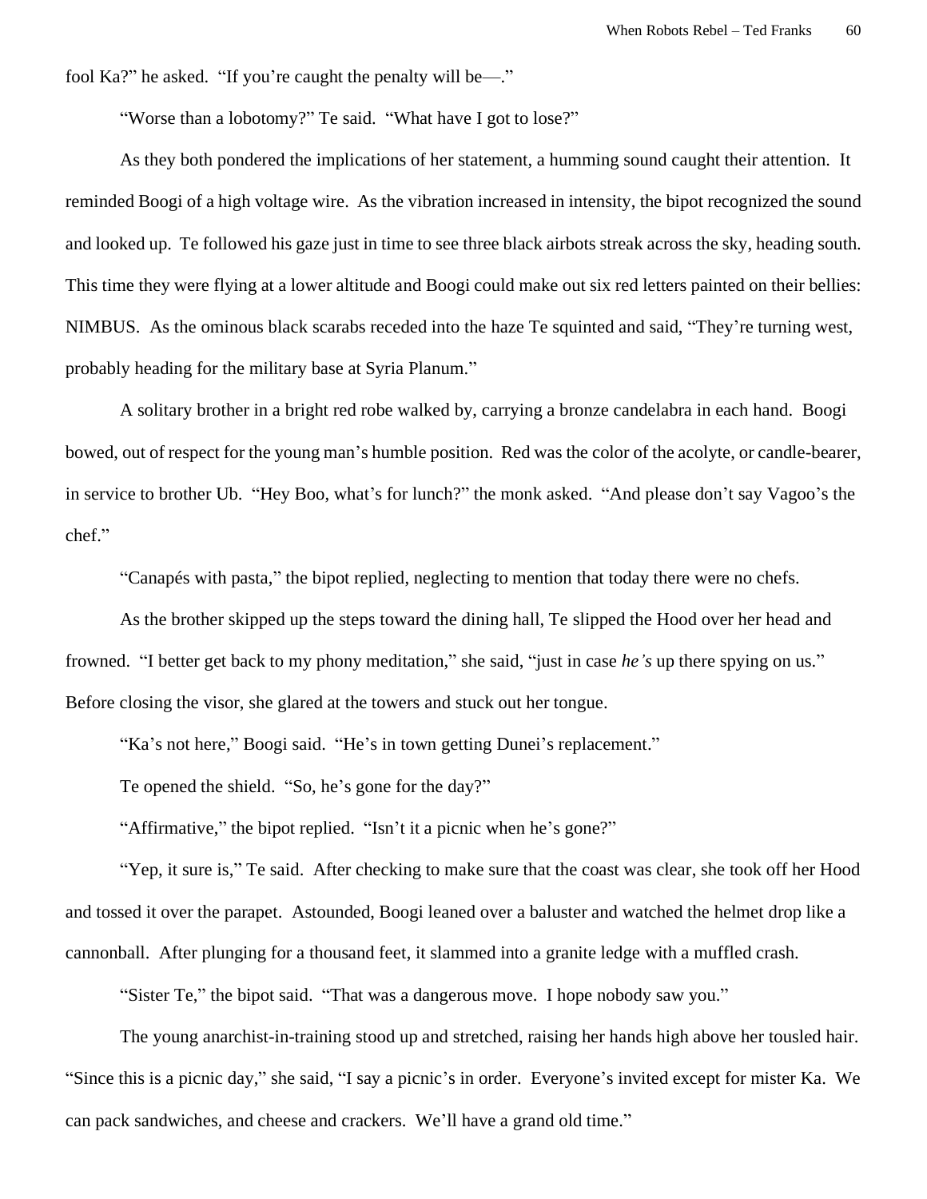fool Ka?" he asked. "If you're caught the penalty will be—."

"Worse than a lobotomy?" Te said. "What have I got to lose?"

As they both pondered the implications of her statement, a humming sound caught their attention. It reminded Boogi of a high voltage wire. As the vibration increased in intensity, the bipot recognized the sound and looked up. Te followed his gaze just in time to see three black airbots streak across the sky, heading south. This time they were flying at a lower altitude and Boogi could make out six red letters painted on their bellies: NIMBUS. As the ominous black scarabs receded into the haze Te squinted and said, "They're turning west, probably heading for the military base at Syria Planum."

A solitary brother in a bright red robe walked by, carrying a bronze candelabra in each hand. Boogi bowed, out of respect for the young man's humble position. Red was the color of the acolyte, or candle-bearer, in service to brother Ub. "Hey Boo, what's for lunch?" the monk asked. "And please don't say Vagoo's the chef."

"Canapés with pasta," the bipot replied, neglecting to mention that today there were no chefs.

As the brother skipped up the steps toward the dining hall, Te slipped the Hood over her head and frowned. "I better get back to my phony meditation," she said, "just in case *he's* up there spying on us." Before closing the visor, she glared at the towers and stuck out her tongue.

"Ka's not here," Boogi said. "He's in town getting Dunei's replacement."

Te opened the shield. "So, he's gone for the day?"

"Affirmative," the bipot replied. "Isn't it a picnic when he's gone?"

"Yep, it sure is," Te said. After checking to make sure that the coast was clear, she took off her Hood and tossed it over the parapet. Astounded, Boogi leaned over a baluster and watched the helmet drop like a cannonball. After plunging for a thousand feet, it slammed into a granite ledge with a muffled crash.

"Sister Te," the bipot said. "That was a dangerous move. I hope nobody saw you."

The young anarchist-in-training stood up and stretched, raising her hands high above her tousled hair. "Since this is a picnic day," she said, "I say a picnic's in order. Everyone's invited except for mister Ka. We can pack sandwiches, and cheese and crackers. We'll have a grand old time."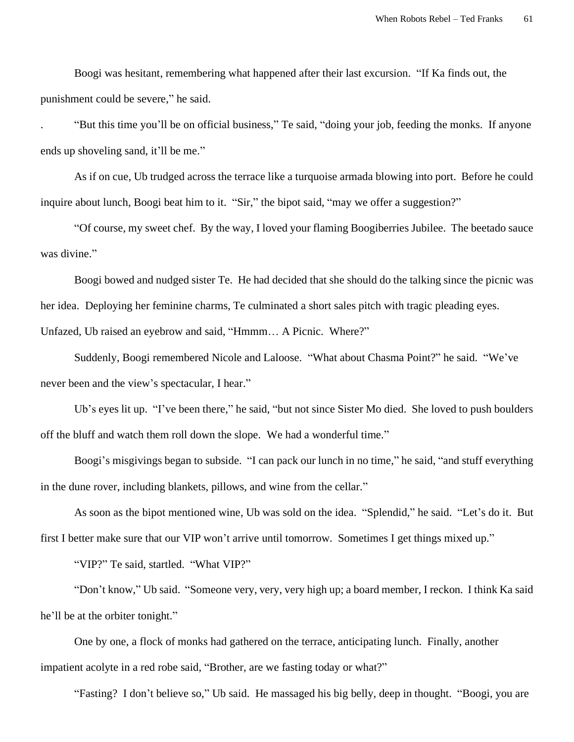Boogi was hesitant, remembering what happened after their last excursion. "If Ka finds out, the punishment could be severe," he said.

. "But this time you'll be on official business," Te said, "doing your job, feeding the monks. If anyone ends up shoveling sand, it'll be me."

As if on cue, Ub trudged across the terrace like a turquoise armada blowing into port. Before he could inquire about lunch, Boogi beat him to it. "Sir," the bipot said, "may we offer a suggestion?"

"Of course, my sweet chef. By the way, I loved your flaming Boogiberries Jubilee. The beetado sauce was divine."

Boogi bowed and nudged sister Te. He had decided that she should do the talking since the picnic was her idea. Deploying her feminine charms, Te culminated a short sales pitch with tragic pleading eyes. Unfazed, Ub raised an eyebrow and said, "Hmmm… A Picnic. Where?"

Suddenly, Boogi remembered Nicole and Laloose. "What about Chasma Point?" he said. "We've never been and the view's spectacular, I hear."

Ub's eyes lit up. "I've been there," he said, "but not since Sister Mo died. She loved to push boulders off the bluff and watch them roll down the slope. We had a wonderful time."

Boogi's misgivings began to subside. "I can pack our lunch in no time," he said, "and stuff everything in the dune rover, including blankets, pillows, and wine from the cellar."

As soon as the bipot mentioned wine, Ub was sold on the idea. "Splendid," he said. "Let's do it. But first I better make sure that our VIP won't arrive until tomorrow. Sometimes I get things mixed up."

"VIP?" Te said, startled. "What VIP?"

"Don't know," Ub said. "Someone very, very, very high up; a board member, I reckon. I think Ka said he'll be at the orbiter tonight."

One by one, a flock of monks had gathered on the terrace, anticipating lunch. Finally, another impatient acolyte in a red robe said, "Brother, are we fasting today or what?"

"Fasting? I don't believe so," Ub said. He massaged his big belly, deep in thought. "Boogi, you are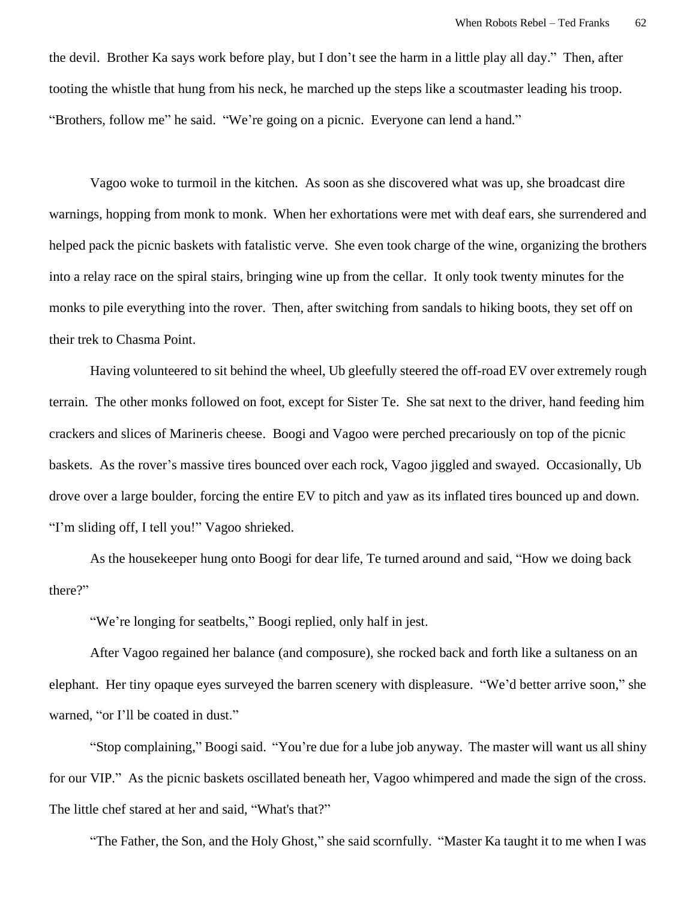the devil. Brother Ka says work before play, but I don't see the harm in a little play all day." Then, after tooting the whistle that hung from his neck, he marched up the steps like a scoutmaster leading his troop. "Brothers, follow me" he said. "We're going on a picnic. Everyone can lend a hand."

Vagoo woke to turmoil in the kitchen. As soon as she discovered what was up, she broadcast dire warnings, hopping from monk to monk. When her exhortations were met with deaf ears, she surrendered and helped pack the picnic baskets with fatalistic verve. She even took charge of the wine, organizing the brothers into a relay race on the spiral stairs, bringing wine up from the cellar. It only took twenty minutes for the monks to pile everything into the rover. Then, after switching from sandals to hiking boots, they set off on their trek to Chasma Point.

Having volunteered to sit behind the wheel, Ub gleefully steered the off-road EV over extremely rough terrain. The other monks followed on foot, except for Sister Te. She sat next to the driver, hand feeding him crackers and slices of Marineris cheese. Boogi and Vagoo were perched precariously on top of the picnic baskets. As the rover's massive tires bounced over each rock, Vagoo jiggled and swayed. Occasionally, Ub drove over a large boulder, forcing the entire EV to pitch and yaw as its inflated tires bounced up and down. "I'm sliding off, I tell you!" Vagoo shrieked.

As the housekeeper hung onto Boogi for dear life, Te turned around and said, "How we doing back there?"

"We're longing for seatbelts," Boogi replied, only half in jest.

After Vagoo regained her balance (and composure), she rocked back and forth like a sultaness on an elephant. Her tiny opaque eyes surveyed the barren scenery with displeasure. "We'd better arrive soon," she warned, "or I'll be coated in dust."

"Stop complaining," Boogi said. "You're due for a lube job anyway. The master will want us all shiny for our VIP." As the picnic baskets oscillated beneath her, Vagoo whimpered and made the sign of the cross. The little chef stared at her and said, "What's that?"

"The Father, the Son, and the Holy Ghost," she said scornfully. "Master Ka taught it to me when I was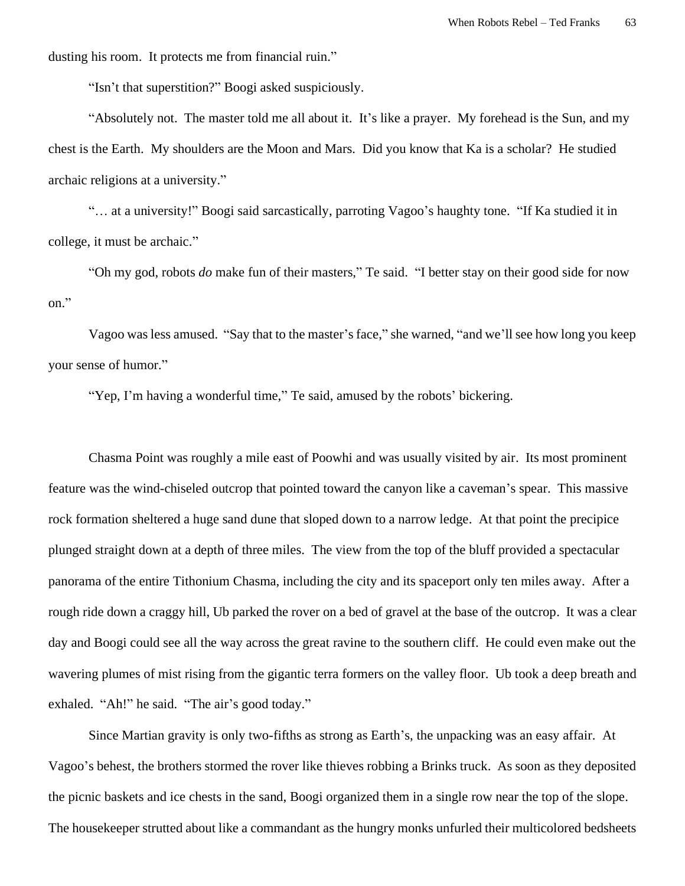dusting his room. It protects me from financial ruin."

"Isn't that superstition?" Boogi asked suspiciously.

"Absolutely not. The master told me all about it. It's like a prayer. My forehead is the Sun, and my chest is the Earth. My shoulders are the Moon and Mars. Did you know that Ka is a scholar? He studied archaic religions at a university."

"… at a university!" Boogi said sarcastically, parroting Vagoo's haughty tone. "If Ka studied it in college, it must be archaic."

"Oh my god, robots *do* make fun of their masters," Te said. "I better stay on their good side for now on."

Vagoo was less amused. "Say that to the master's face," she warned, "and we'll see how long you keep your sense of humor."

"Yep, I'm having a wonderful time," Te said, amused by the robots' bickering.

Chasma Point was roughly a mile east of Poowhi and was usually visited by air. Its most prominent feature was the wind-chiseled outcrop that pointed toward the canyon like a caveman's spear. This massive rock formation sheltered a huge sand dune that sloped down to a narrow ledge. At that point the precipice plunged straight down at a depth of three miles. The view from the top of the bluff provided a spectacular panorama of the entire Tithonium Chasma, including the city and its spaceport only ten miles away. After a rough ride down a craggy hill, Ub parked the rover on a bed of gravel at the base of the outcrop. It was a clear day and Boogi could see all the way across the great ravine to the southern cliff. He could even make out the wavering plumes of mist rising from the gigantic terra formers on the valley floor. Ub took a deep breath and exhaled. "Ah!" he said. "The air's good today."

Since Martian gravity is only two-fifths as strong as Earth's, the unpacking was an easy affair. At Vagoo's behest, the brothers stormed the rover like thieves robbing a Brinks truck. As soon as they deposited the picnic baskets and ice chests in the sand, Boogi organized them in a single row near the top of the slope. The housekeeper strutted about like a commandant as the hungry monks unfurled their multicolored bedsheets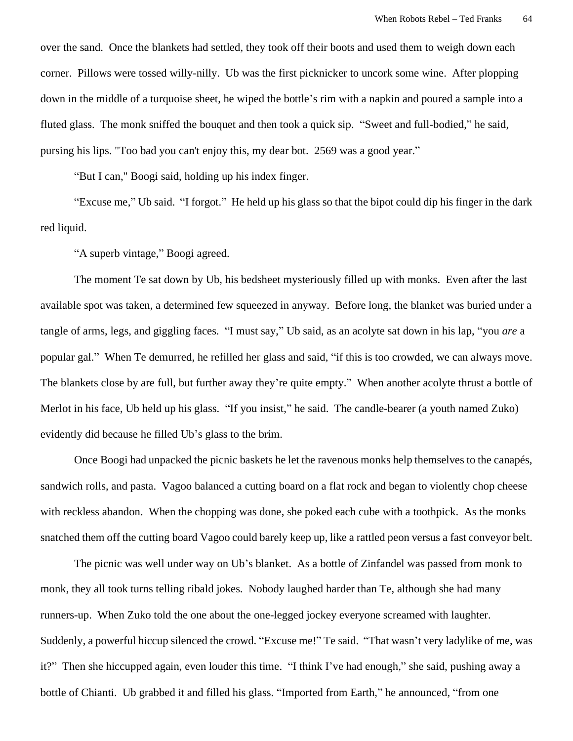over the sand.  Once the blankets had settled, they took off their boots and used them to weigh down each corner.  Pillows were tossed willy-nilly.  Ub was the first picknicker to uncork some wine.  After plopping down in the middle of a turquoise sheet, he wiped the bottle's rim with a napkin and poured a sample into a fluted glass.  The monk sniffed the bouquet and then took a quick sip.  "Sweet and full-bodied," he said, pursing his lips. "Too bad you can't enjoy this, my dear bot.  2569 was a good year."

"But I can," Boogi said, holding up his index finger.

"Excuse me," Ub said.  "I forgot."  He held up his glass so that the bipot could dip his finger in the dark red liquid.

"A superb vintage," Boogi agreed.

The moment Te sat down by Ub, his bedsheet mysteriously filled up with monks.  Even after the last available spot was taken, a determined few squeezed in anyway.  Before long, the blanket was buried under a tangle of arms, legs, and giggling faces.  "I must say," Ub said, as an acolyte sat down in his lap, "you *are* a popular gal."  When Te demurred, he refilled her glass and said, "if this is too crowded, we can always move.  The blankets close by are full, but further away they're quite empty."  When another acolyte thrust a bottle of Merlot in his face, Ub held up his glass.  "If you insist," he said.  The candle-bearer (a youth named Zuko) evidently did because he filled Ub's glass to the brim.

Once Boogi had unpacked the picnic baskets he let the ravenous monks help themselves to the canapés, sandwich rolls, and pasta.  Vagoo balanced a cutting board on a flat rock and began to violently chop cheese with reckless abandon.  When the chopping was done, she poked each cube with a toothpick.  As the monks snatched them off the cutting board Vagoo could barely keep up, like a rattled peon versus a fast conveyor belt.

The picnic was well under way on Ub's blanket.  As a bottle of Zinfandel was passed from monk to monk, they all took turns telling ribald jokes.  Nobody laughed harder than Te, although she had many runners-up.  When Zuko told the one about the one-legged jockey everyone screamed with laughter.  Suddenly, a powerful hiccup silenced the crowd. "Excuse me!" Te said.  "That wasn't very ladylike of me, was it?"  Then she hiccupped again, even louder this time.  "I think I've had enough," she said, pushing away a bottle of Chianti.  Ub grabbed it and filled his glass. "Imported from Earth," he announced, "from one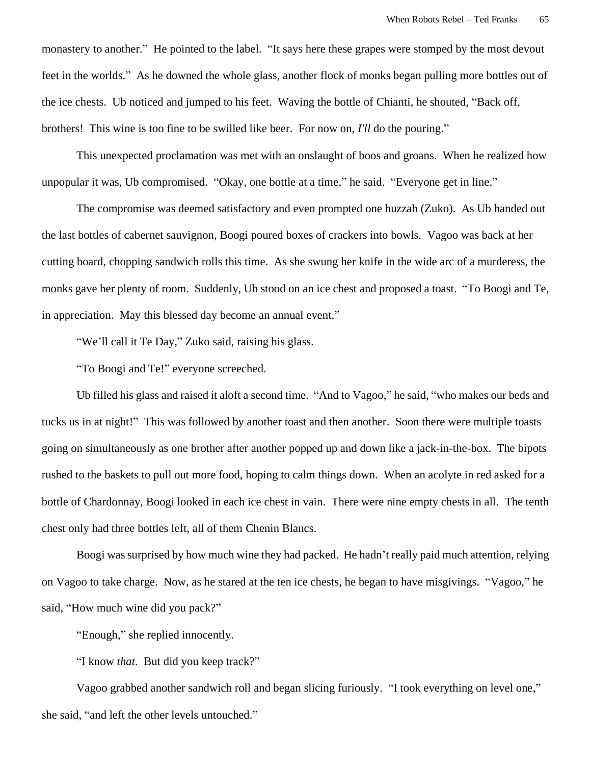monastery to another." He pointed to the label. "It says here these grapes were stomped by the most devout feet in the worlds." As he downed the whole glass, another flock of monks began pulling more bottles out of the ice chests. Ub noticed and jumped to his feet. Waving the bottle of Chianti, he shouted, "Back off, brothers! This wine is too fine to be swilled like beer. For now on, *I'll* do the pouring."

This unexpected proclamation was met with an onslaught of boos and groans. When he realized how unpopular it was, Ub compromised. "Okay, one bottle at a time," he said. "Everyone get in line."

The compromise was deemed satisfactory and even prompted one huzzah (Zuko). As Ub handed out the last bottles of cabernet sauvignon, Boogi poured boxes of crackers into bowls. Vagoo was back at her cutting board, chopping sandwich rolls this time. As she swung her knife in the wide arc of a murderess, the monks gave her plenty of room. Suddenly, Ub stood on an ice chest and proposed a toast. "To Boogi and Te, in appreciation. May this blessed day become an annual event."

"We'll call it Te Day," Zuko said, raising his glass.

"To Boogi and Te!" everyone screeched.

Ub filled his glass and raised it aloft a second time. "And to Vagoo," he said, "who makes our beds and tucks us in at night!" This was followed by another toast and then another. Soon there were multiple toasts going on simultaneously as one brother after another popped up and down like a jack-in-the-box. The bipots rushed to the baskets to pull out more food, hoping to calm things down. When an acolyte in red asked for a bottle of Chardonnay, Boogi looked in each ice chest in vain. There were nine empty chests in all. The tenth chest only had three bottles left, all of them Chenin Blancs.

Boogi was surprised by how much wine they had packed. He hadn't really paid much attention, relying on Vagoo to take charge. Now, as he stared at the ten ice chests, he began to have misgivings. "Vagoo," he said, "How much wine did you pack?"

"Enough," she replied innocently.

"I know *that*. But did you keep track?"

Vagoo grabbed another sandwich roll and began slicing furiously. "I took everything on level one," she said, "and left the other levels untouched."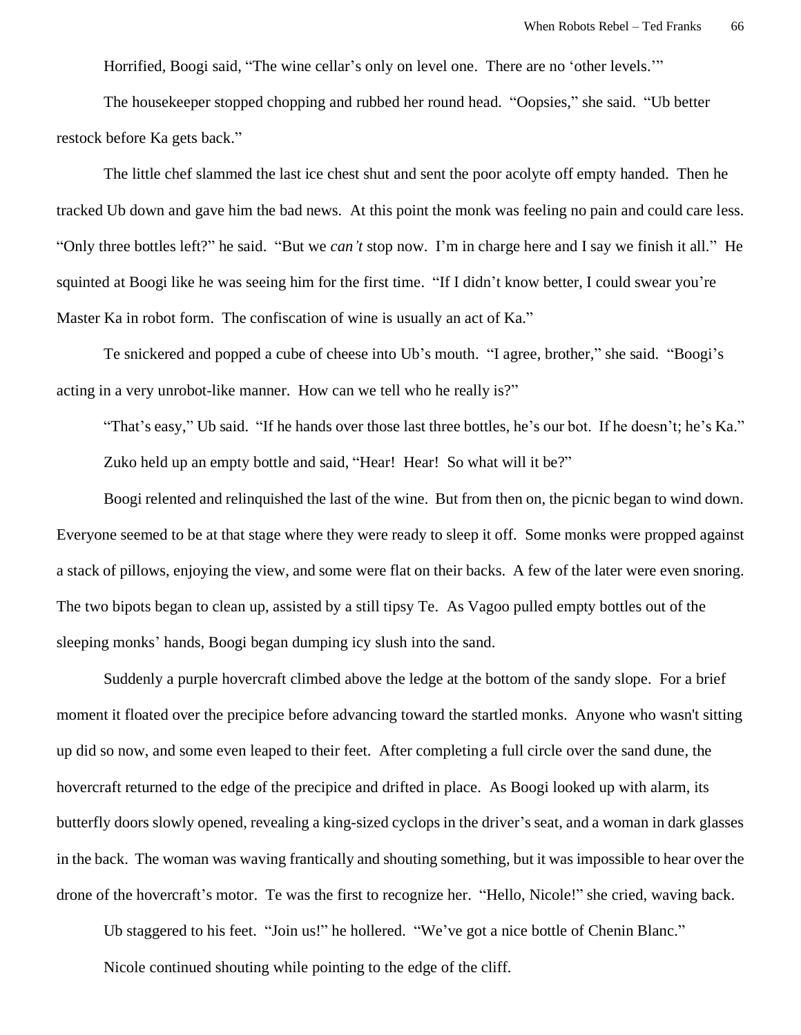Horrified, Boogi said, "The wine cellar's only on level one. There are no 'other levels.'"

The housekeeper stopped chopping and rubbed her round head. "Oopsies," she said. "Ub better restock before Ka gets back."

The little chef slammed the last ice chest shut and sent the poor acolyte off empty handed. Then he tracked Ub down and gave him the bad news. At this point the monk was feeling no pain and could care less. "Only three bottles left?" he said. "But we *can't* stop now. I'm in charge here and I say we finish it all." He squinted at Boogi like he was seeing him for the first time. "If I didn't know better, I could swear you're Master Ka in robot form. The confiscation of wine is usually an act of Ka."

Te snickered and popped a cube of cheese into Ub's mouth. "I agree, brother," she said. "Boogi's acting in a very unrobot-like manner. How can we tell who he really is?"

"That's easy," Ub said. "If he hands over those last three bottles, he's our bot. If he doesn't; he's Ka."

Zuko held up an empty bottle and said, "Hear! Hear! So what will it be?"

Boogi relented and relinquished the last of the wine. But from then on, the picnic began to wind down. Everyone seemed to be at that stage where they were ready to sleep it off. Some monks were propped against a stack of pillows, enjoying the view, and some were flat on their backs. A few of the later were even snoring. The two bipots began to clean up, assisted by a still tipsy Te. As Vagoo pulled empty bottles out of the sleeping monks' hands, Boogi began dumping icy slush into the sand.

Suddenly a purple hovercraft climbed above the ledge at the bottom of the sandy slope. For a brief moment it floated over the precipice before advancing toward the startled monks. Anyone who wasn't sitting up did so now, and some even leaped to their feet. After completing a full circle over the sand dune, the hovercraft returned to the edge of the precipice and drifted in place. As Boogi looked up with alarm, its butterfly doors slowly opened, revealing a king-sized cyclops in the driver's seat, and a woman in dark glasses in the back. The woman was waving frantically and shouting something, but it was impossible to hear over the drone of the hovercraft's motor. Te was the first to recognize her. "Hello, Nicole!" she cried, waving back.

Ub staggered to his feet. "Join us!" he hollered. "We've got a nice bottle of Chenin Blanc."

Nicole continued shouting while pointing to the edge of the cliff.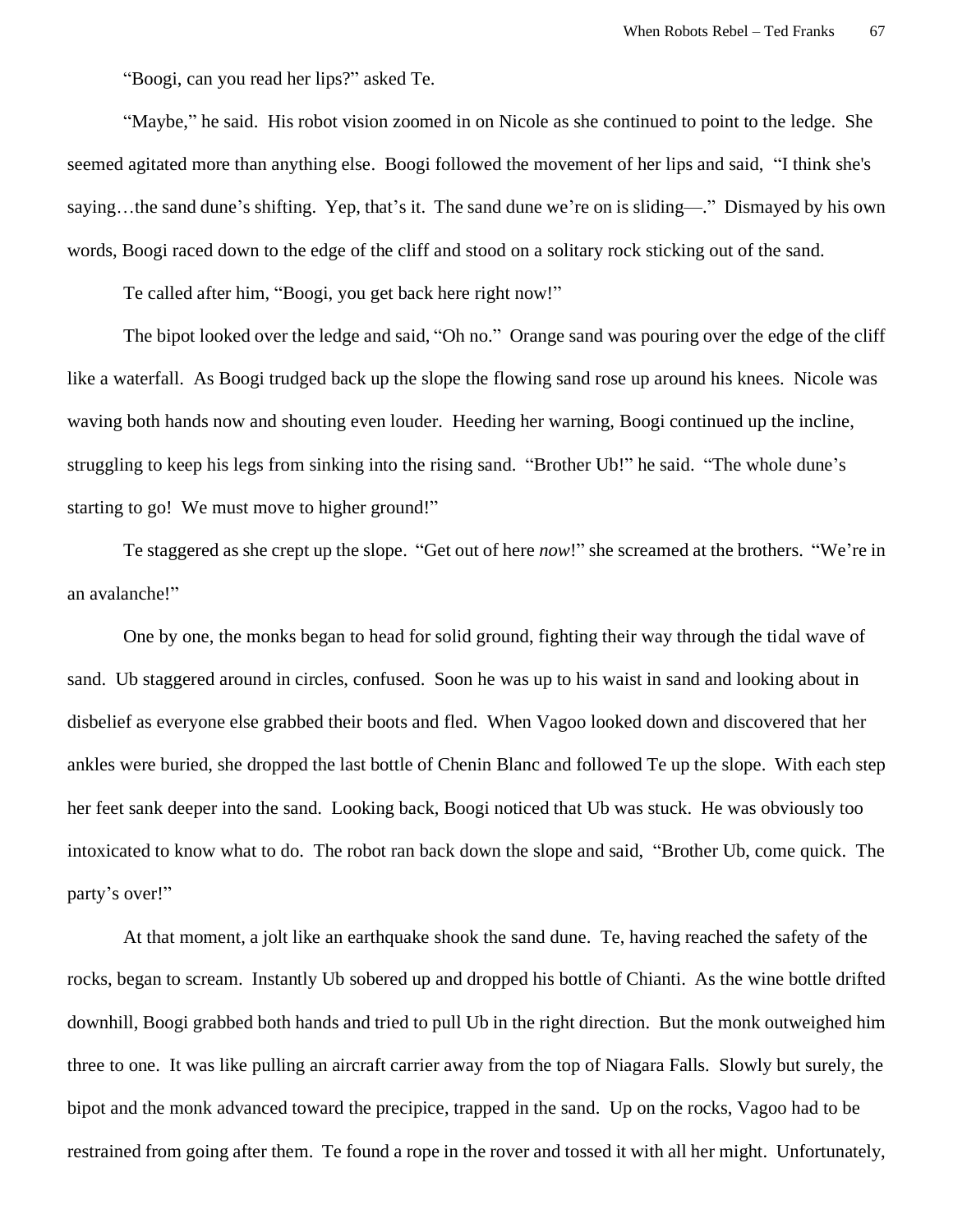"Boogi, can you read her lips?" asked Te.

"Maybe," he said. His robot vision zoomed in on Nicole as she continued to point to the ledge. She seemed agitated more than anything else. Boogi followed the movement of her lips and said, "I think she's saying…the sand dune's shifting. Yep, that's it. The sand dune we're on is sliding—." Dismayed by his own words, Boogi raced down to the edge of the cliff and stood on a solitary rock sticking out of the sand.

Te called after him, "Boogi, you get back here right now!"

The bipot looked over the ledge and said, "Oh no." Orange sand was pouring over the edge of the cliff like a waterfall. As Boogi trudged back up the slope the flowing sand rose up around his knees. Nicole was waving both hands now and shouting even louder. Heeding her warning, Boogi continued up the incline, struggling to keep his legs from sinking into the rising sand. "Brother Ub!" he said. "The whole dune's starting to go! We must move to higher ground!"

Te staggered as she crept up the slope. "Get out of here *now*!" she screamed at the brothers. "We're in an avalanche!"

One by one, the monks began to head for solid ground, fighting their way through the tidal wave of sand. Ub staggered around in circles, confused. Soon he was up to his waist in sand and looking about in disbelief as everyone else grabbed their boots and fled. When Vagoo looked down and discovered that her ankles were buried, she dropped the last bottle of Chenin Blanc and followed Te up the slope. With each step her feet sank deeper into the sand. Looking back, Boogi noticed that Ub was stuck. He was obviously too intoxicated to know what to do. The robot ran back down the slope and said, "Brother Ub, come quick. The party's over!"

At that moment, a jolt like an earthquake shook the sand dune. Te, having reached the safety of the rocks, began to scream. Instantly Ub sobered up and dropped his bottle of Chianti. As the wine bottle drifted downhill, Boogi grabbed both hands and tried to pull Ub in the right direction. But the monk outweighed him three to one. It was like pulling an aircraft carrier away from the top of Niagara Falls. Slowly but surely, the bipot and the monk advanced toward the precipice, trapped in the sand. Up on the rocks, Vagoo had to be restrained from going after them. Te found a rope in the rover and tossed it with all her might. Unfortunately,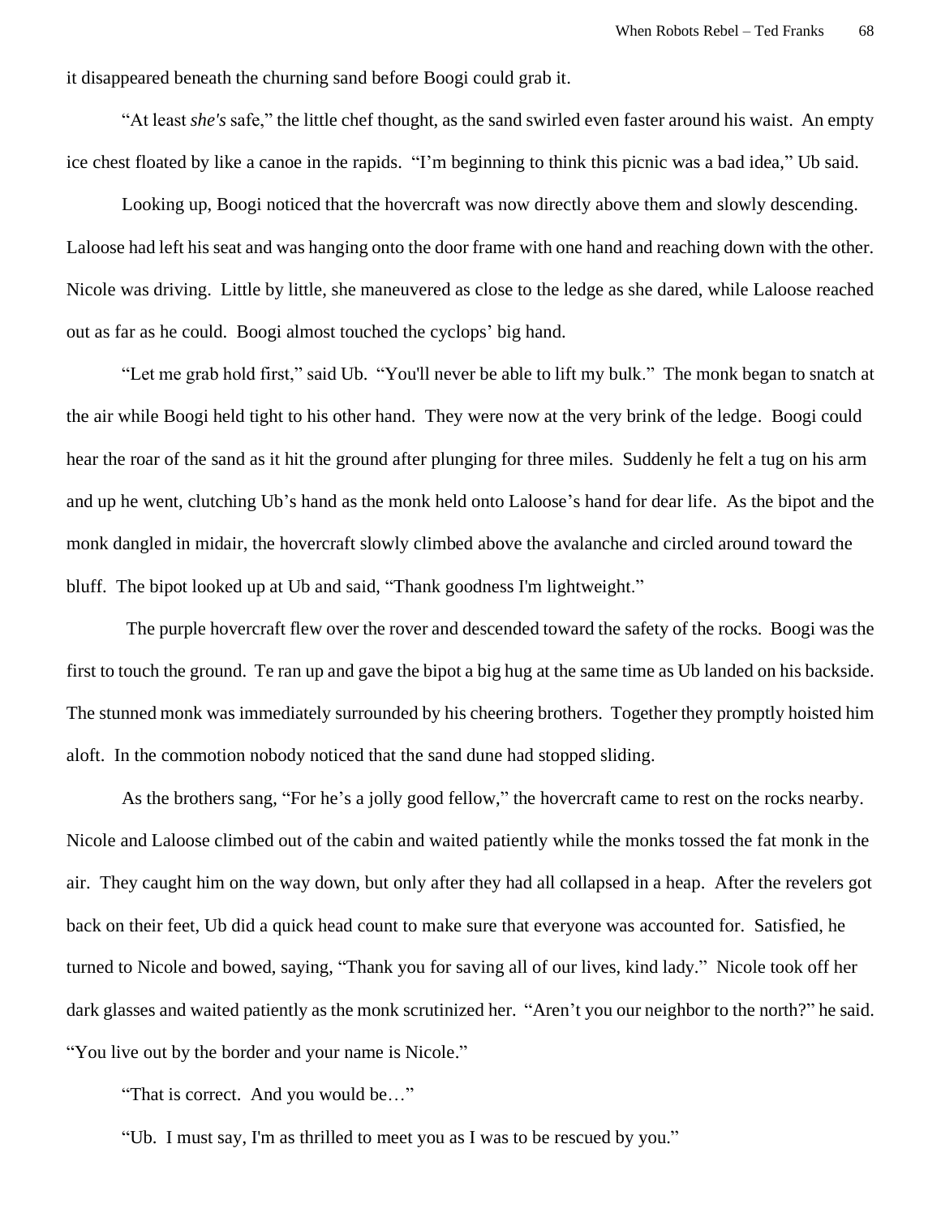it disappeared beneath the churning sand before Boogi could grab it.

"At least *she's* safe," the little chef thought, as the sand swirled even faster around his waist. An empty ice chest floated by like a canoe in the rapids. "I'm beginning to think this picnic was a bad idea," Ub said.

Looking up, Boogi noticed that the hovercraft was now directly above them and slowly descending. Laloose had left his seat and was hanging onto the door frame with one hand and reaching down with the other. Nicole was driving. Little by little, she maneuvered as close to the ledge as she dared, while Laloose reached out as far as he could. Boogi almost touched the cyclops' big hand.

"Let me grab hold first," said Ub. "You'll never be able to lift my bulk." The monk began to snatch at the air while Boogi held tight to his other hand. They were now at the very brink of the ledge. Boogi could hear the roar of the sand as it hit the ground after plunging for three miles. Suddenly he felt a tug on his arm and up he went, clutching Ub's hand as the monk held onto Laloose's hand for dear life. As the bipot and the monk dangled in midair, the hovercraft slowly climbed above the avalanche and circled around toward the bluff. The bipot looked up at Ub and said, "Thank goodness I'm lightweight."

The purple hovercraft flew over the rover and descended toward the safety of the rocks. Boogi was the first to touch the ground. Te ran up and gave the bipot a big hug at the same time as Ub landed on his backside. The stunned monk was immediately surrounded by his cheering brothers. Together they promptly hoisted him aloft. In the commotion nobody noticed that the sand dune had stopped sliding.

As the brothers sang, "For he's a jolly good fellow," the hovercraft came to rest on the rocks nearby. Nicole and Laloose climbed out of the cabin and waited patiently while the monks tossed the fat monk in the air. They caught him on the way down, but only after they had all collapsed in a heap. After the revelers got back on their feet, Ub did a quick head count to make sure that everyone was accounted for. Satisfied, he turned to Nicole and bowed, saying, "Thank you for saving all of our lives, kind lady." Nicole took off her dark glasses and waited patiently as the monk scrutinized her. "Aren't you our neighbor to the north?" he said. "You live out by the border and your name is Nicole."

"That is correct. And you would be…"

"Ub. I must say, I'm as thrilled to meet you as I was to be rescued by you."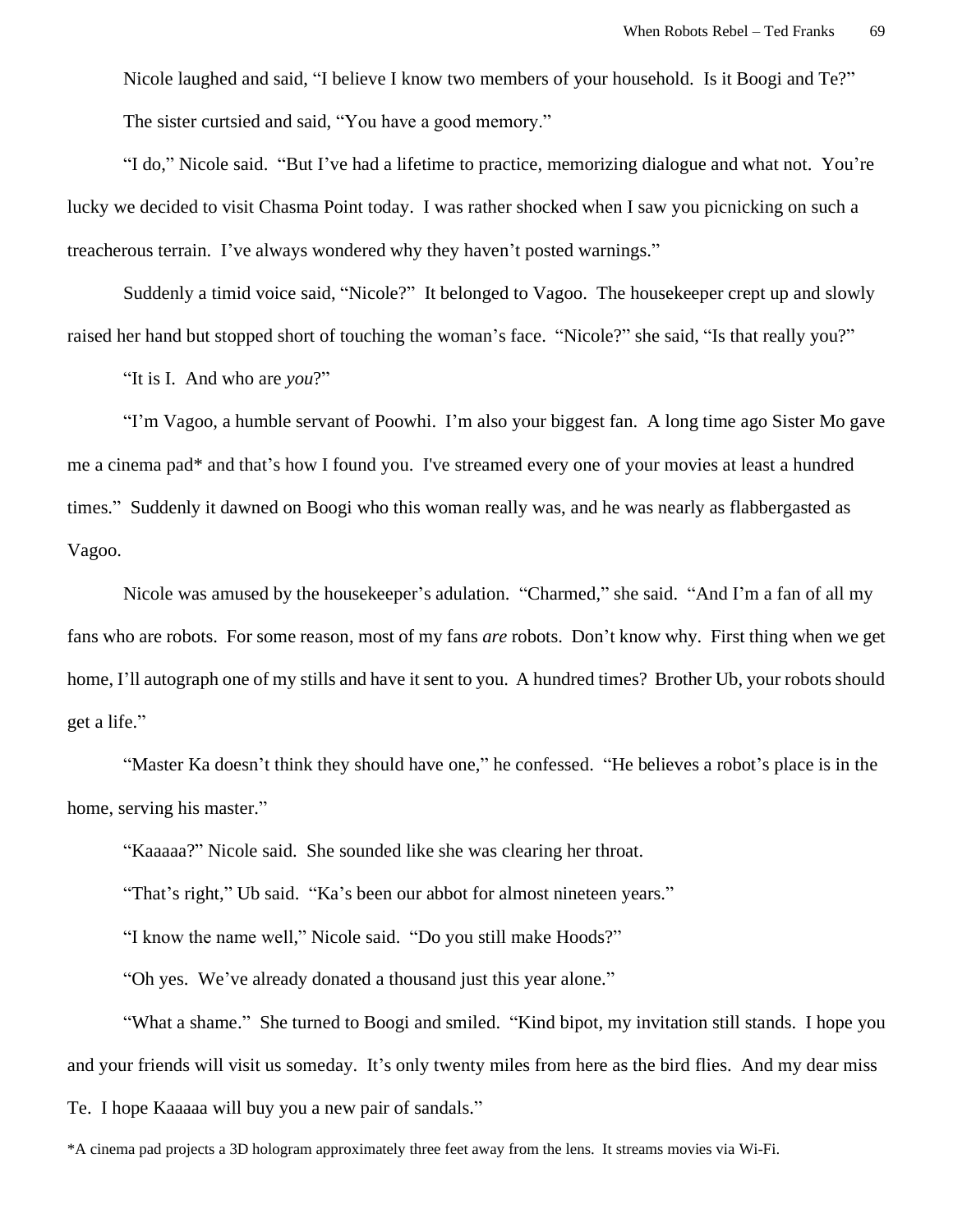Nicole laughed and said, "I believe I know two members of your household. Is it Boogi and Te?"

The sister curtsied and said, "You have a good memory."

"I do," Nicole said. "But I've had a lifetime to practice, memorizing dialogue and what not. You're lucky we decided to visit Chasma Point today. I was rather shocked when I saw you picnicking on such a treacherous terrain. I've always wondered why they haven't posted warnings."

Suddenly a timid voice said, "Nicole?" It belonged to Vagoo. The housekeeper crept up and slowly raised her hand but stopped short of touching the woman's face. "Nicole?" she said, "Is that really you?"

"It is I. And who are *you*?"

"I'm Vagoo, a humble servant of Poowhi. I'm also your biggest fan. A long time ago Sister Mo gave me a cinema pad* and that's how I found you. I've streamed every one of your movies at least a hundred times." Suddenly it dawned on Boogi who this woman really was, and he was nearly as flabbergasted as Vagoo.

Nicole was amused by the housekeeper's adulation. "Charmed," she said. "And I'm a fan of all my fans who are robots. For some reason, most of my fans *are* robots. Don't know why. First thing when we get home, I'll autograph one of my stills and have it sent to you. A hundred times? Brother Ub, your robots should get a life."

"Master Ka doesn't think they should have one," he confessed. "He believes a robot's place is in the home, serving his master."

"Kaaaaa?" Nicole said. She sounded like she was clearing her throat.

"That's right," Ub said. "Ka's been our abbot for almost nineteen years."

"I know the name well," Nicole said. "Do you still make Hoods?"

"Oh yes. We've already donated a thousand just this year alone."

"What a shame." She turned to Boogi and smiled. "Kind bipot, my invitation still stands. I hope you and your friends will visit us someday. It's only twenty miles from here as the bird flies. And my dear miss Te. I hope Kaaaaa will buy you a new pair of sandals."

*A cinema pad projects a 3D hologram approximately three feet away from the lens. It streams movies via Wi-Fi.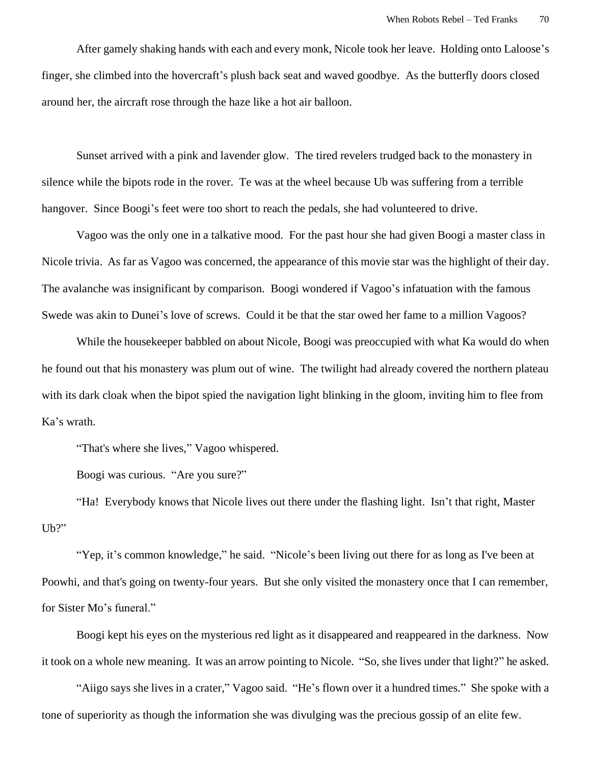After gamely shaking hands with each and every monk, Nicole took her leave. Holding onto Laloose's finger, she climbed into the hovercraft's plush back seat and waved goodbye. As the butterfly doors closed around her, the aircraft rose through the haze like a hot air balloon.

Sunset arrived with a pink and lavender glow. The tired revelers trudged back to the monastery in silence while the bipots rode in the rover. Te was at the wheel because Ub was suffering from a terrible hangover. Since Boogi's feet were too short to reach the pedals, she had volunteered to drive.

Vagoo was the only one in a talkative mood. For the past hour she had given Boogi a master class in Nicole trivia. As far as Vagoo was concerned, the appearance of this movie star was the highlight of their day. The avalanche was insignificant by comparison. Boogi wondered if Vagoo's infatuation with the famous Swede was akin to Dunei's love of screws. Could it be that the star owed her fame to a million Vagoos?

While the housekeeper babbled on about Nicole, Boogi was preoccupied with what Ka would do when he found out that his monastery was plum out of wine. The twilight had already covered the northern plateau with its dark cloak when the bipot spied the navigation light blinking in the gloom, inviting him to flee from Ka's wrath.

"That's where she lives," Vagoo whispered.

Boogi was curious. "Are you sure?"

"Ha! Everybody knows that Nicole lives out there under the flashing light. Isn't that right, Master Ub?"

"Yep, it's common knowledge," he said. "Nicole's been living out there for as long as I've been at Poowhi, and that's going on twenty-four years. But she only visited the monastery once that I can remember, for Sister Mo's funeral."

Boogi kept his eyes on the mysterious red light as it disappeared and reappeared in the darkness. Now it took on a whole new meaning. It was an arrow pointing to Nicole. "So, she lives under that light?" he asked.

"Aiigo says she lives in a crater," Vagoo said. "He's flown over it a hundred times." She spoke with a tone of superiority as though the information she was divulging was the precious gossip of an elite few.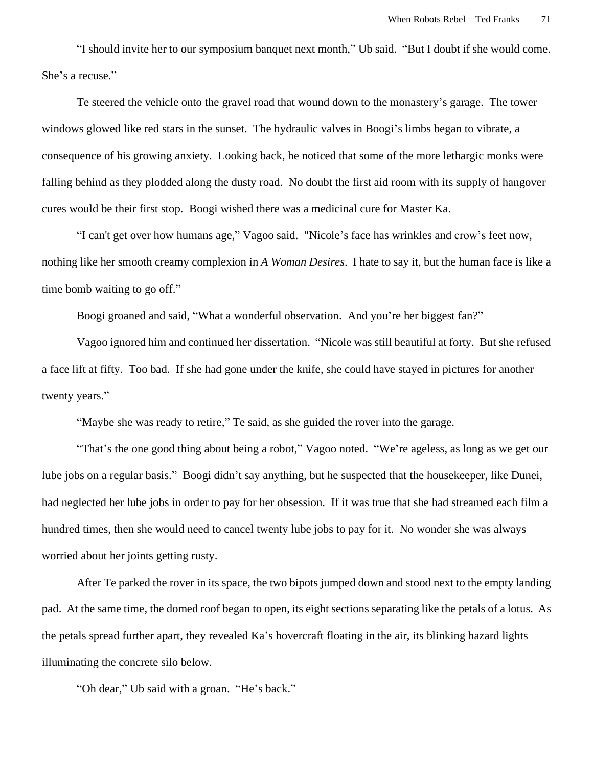"I should invite her to our symposium banquet next month," Ub said. "But I doubt if she would come. She's a recuse."

Te steered the vehicle onto the gravel road that wound down to the monastery's garage. The tower windows glowed like red stars in the sunset. The hydraulic valves in Boogi's limbs began to vibrate, a consequence of his growing anxiety. Looking back, he noticed that some of the more lethargic monks were falling behind as they plodded along the dusty road. No doubt the first aid room with its supply of hangover cures would be their first stop. Boogi wished there was a medicinal cure for Master Ka.

"I can't get over how humans age," Vagoo said. "Nicole's face has wrinkles and crow's feet now, nothing like her smooth creamy complexion in *A Woman Desires*. I hate to say it, but the human face is like a time bomb waiting to go off."

Boogi groaned and said, "What a wonderful observation. And you're her biggest fan?"

Vagoo ignored him and continued her dissertation. "Nicole was still beautiful at forty. But she refused a face lift at fifty. Too bad. If she had gone under the knife, she could have stayed in pictures for another twenty years."

"Maybe she was ready to retire," Te said, as she guided the rover into the garage.

"That's the one good thing about being a robot," Vagoo noted. "We're ageless, as long as we get our lube jobs on a regular basis." Boogi didn't say anything, but he suspected that the housekeeper, like Dunei, had neglected her lube jobs in order to pay for her obsession. If it was true that she had streamed each film a hundred times, then she would need to cancel twenty lube jobs to pay for it. No wonder she was always worried about her joints getting rusty.

After Te parked the rover in its space, the two bipots jumped down and stood next to the empty landing pad. At the same time, the domed roof began to open, its eight sections separating like the petals of a lotus. As the petals spread further apart, they revealed Ka's hovercraft floating in the air, its blinking hazard lights illuminating the concrete silo below.

"Oh dear," Ub said with a groan. "He's back."